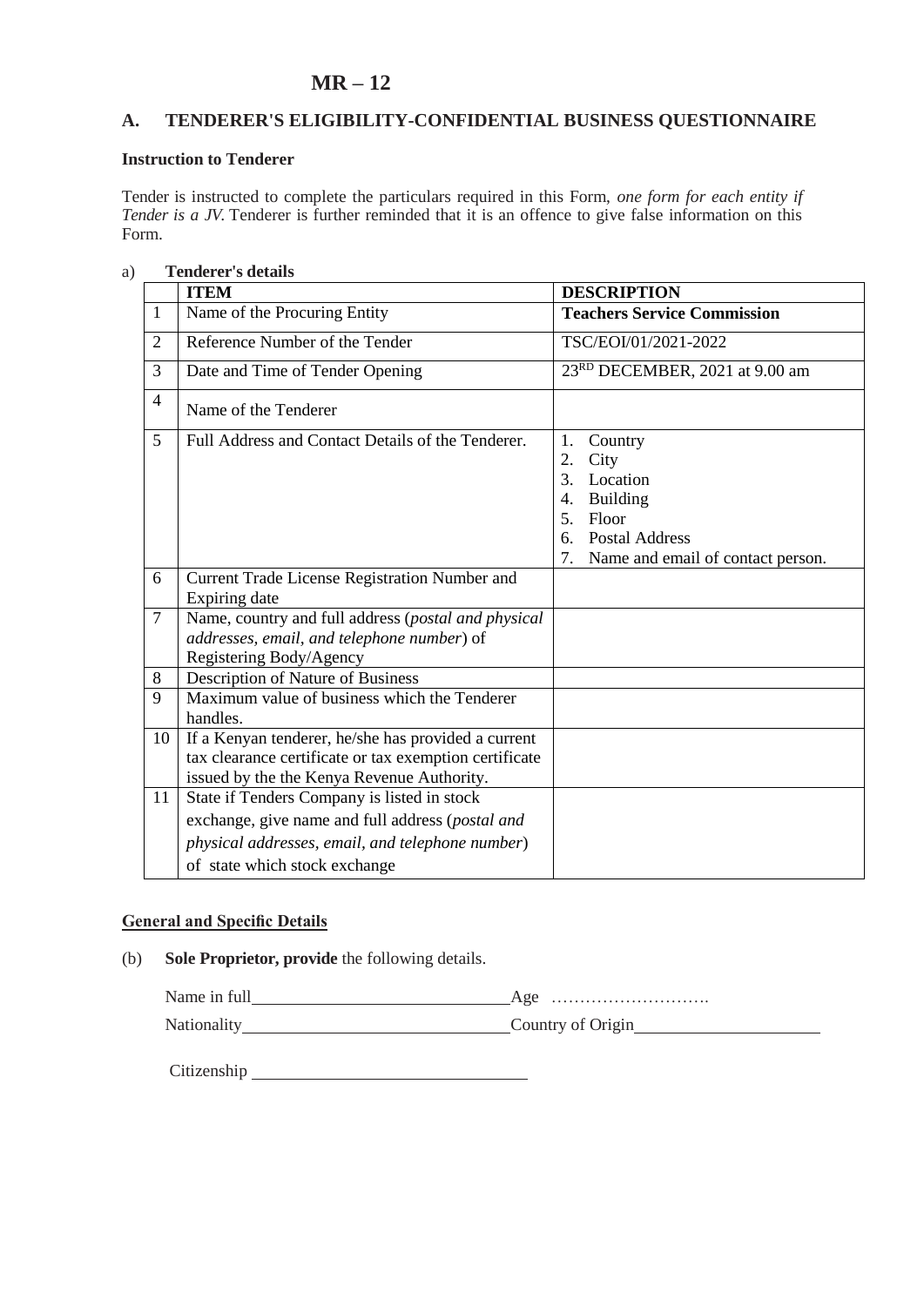# MR – 12

## A. TENDERER'S ELIGIBILITY-CONFIDENTIAL BUSINESS QUESTIONNAIRE

**Instruction to Tenderer**

Tender is instructed to complete the particulars required in this Form, *one form for each entity if Tender is a JV.* Tenderer is further reminded that it is an offence to give false information on this Form.

a) **Tenderer's details**

| | **ITEM** | **DESCRIPTION** |
|---|---|---|
| 1 | Name of the Procuring Entity | **Teachers Service Commission** |
| 2 | Reference Number of the Tender | TSC/EOI/01/2021-2022 |
| 3 | Date and Time of Tender Opening | 23RD DECEMBER, 2021 at 9.00 am |
| 4 | Name of the Tenderer | |
| 5 | Full Address and Contact Details of the Tenderer. | 1. Country<br>2. City<br>3. Location<br>4. Building<br>5. Floor<br>6. Postal Address<br>7. Name and email of contact person. |
| 6 | Current Trade License Registration Number and Expiring date | |
| 7 | Name, country and full address (*postal and physical addresses, email, and telephone number*) of Registering Body/Agency | |
| 8 | Description of Nature of Business | |
| 9 | Maximum value of business which the Tenderer handles. | |
| 10 | If a Kenyan tenderer, he/she has provided a current tax clearance certificate or tax exemption certificate issued by the the Kenya Revenue Authority. | |
| 11 | State if Tenders Company is listed in stock exchange, give name and full address (*postal and physical addresses, email, and telephone number*) of state which stock exchange | |

**General and Specific Details**

(b) **Sole Proprietor, provide** the following details.

Name in full\_\_\_\_\_\_\_\_\_\_\_\_\_\_\_\_\_\_\_\_\_\_\_\_\_\_\_\_\_\_Age ……………………….

Nationality\_\_\_\_\_\_\_\_\_\_\_\_\_\_\_\_\_\_\_\_\_\_\_\_\_\_\_\_\_\_Country of Origin\_\_\_\_\_\_\_\_\_\_\_\_\_\_\_\_\_\_\_\_\_\_

Citizenship \_\_\_\_\_\_\_\_\_\_\_\_\_\_\_\_\_\_\_\_\_\_\_\_\_\_\_\_\_\_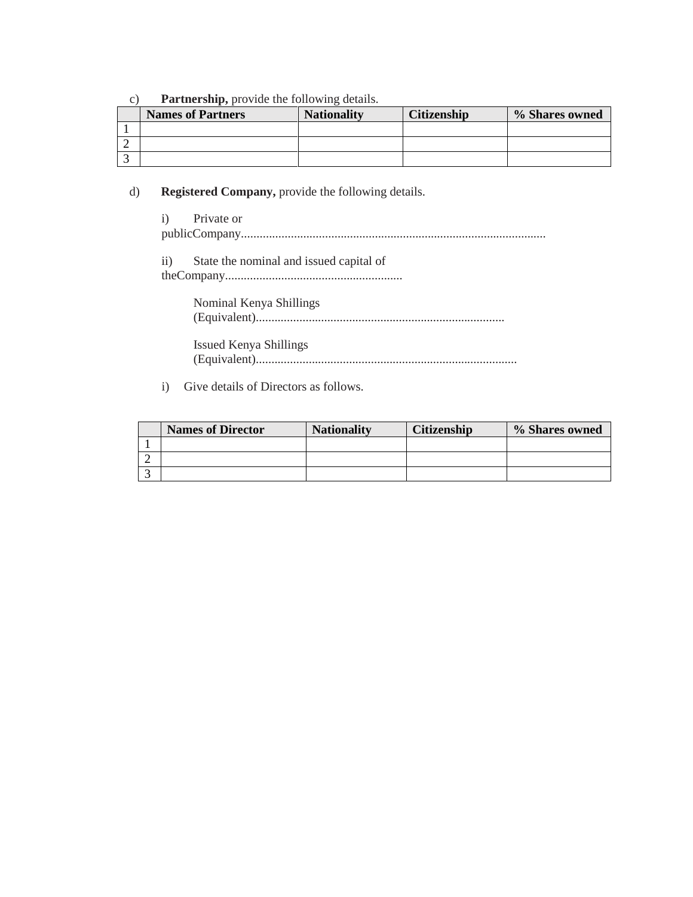c) **Partnership,** provide the following details.

| | Names of Partners | Nationality | Citizenship | % Shares owned |
|---|---|---|---|---|
| 1 | | | | |
| 2 | | | | |
| 3 | | | | |

d) **Registered Company,** provide the following details.

i) Private or publicCompany.................................................................................................

ii) State the nominal and issued capital of theCompany.........................................................

Nominal Kenya Shillings (Equivalent)...............................................................................

Issued Kenya Shillings (Equivalent)...................................................................................

i) Give details of Directors as follows.

| | Names of Director | Nationality | Citizenship | % Shares owned |
|---|---|---|---|---|
| 1 | | | | |
| 2 | | | | |
| 3 | | | | |